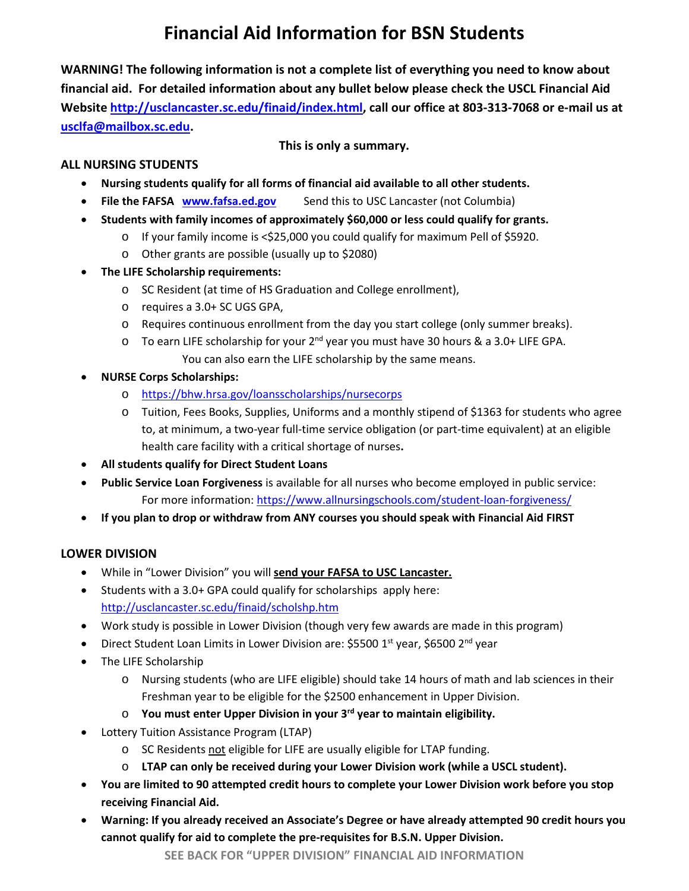# Financial Aid Information for BSN Students

**WARNING! The following information is not a complete list of everything you need to know about financial aid. For detailed information about any bullet below please check the USCL Financial Aid Website [http://usclancaster.sc.edu/finaid/index.html](http://usclancaster.sc.edu/finaid/index.html), call our office at 803-313-7068 or e-mail us at [usclfa@mailbox.sc.edu](mailto:usclfa@mailbox.sc.edu).**

**This is only a summary.**

**ALL NURSING STUDENTS**

- **Nursing students qualify for all forms of financial aid available to all other students.**
- **File the FAFSA [www.fafsa.ed.gov](http://www.fafsa.ed.gov)** Send this to USC Lancaster (not Columbia)
- **Students with family incomes of approximately $60,000 or less could qualify for grants.**
  - If your family income is <$25,000 you could qualify for maximum Pell of $5920.
  - Other grants are possible (usually up to $2080)
- **The LIFE Scholarship requirements:**
  - SC Resident (at time of HS Graduation and College enrollment),
  - requires a 3.0+ SC UGS GPA,
  - Requires continuous enrollment from the day you start college (only summer breaks).
  - To earn LIFE scholarship for your 2nd year you must have 30 hours & a 3.0+ LIFE GPA.

    You can also earn the LIFE scholarship by the same means.
- **NURSE Corps Scholarships:**
  - [https://bhw.hrsa.gov/loansscholarships/nursecorps](https://bhw.hrsa.gov/loansscholarships/nursecorps)
  - Tuition, Fees Books, Supplies, Uniforms and a monthly stipend of $1363 for students who agree to, at minimum, a two-year full-time service obligation (or part-time equivalent) at an eligible health care facility with a critical shortage of nurses.
- **All students qualify for Direct Student Loans**
- **Public Service Loan Forgiveness** is available for all nurses who become employed in public service:

  For more information: [https://www.allnursingschools.com/student-loan-forgiveness/](https://www.allnursingschools.com/student-loan-forgiveness/)
- **If you plan to drop or withdraw from ANY courses you should speak with Financial Aid FIRST**

**LOWER DIVISION**

- While in "Lower Division" you will **send your FAFSA to USC Lancaster.**
- Students with a 3.0+ GPA could qualify for scholarships apply here: [http://usclancaster.sc.edu/finaid/scholshp.htm](http://usclancaster.sc.edu/finaid/scholshp.htm)
- Work study is possible in Lower Division (though very few awards are made in this program)
- Direct Student Loan Limits in Lower Division are: $5500 1st year, $6500 2nd year
- The LIFE Scholarship
  - Nursing students (who are LIFE eligible) should take 14 hours of math and lab sciences in their Freshman year to be eligible for the $2500 enhancement in Upper Division.
  - **You must enter Upper Division in your 3rd year to maintain eligibility.**
- Lottery Tuition Assistance Program (LTAP)
  - SC Residents not eligible for LIFE are usually eligible for LTAP funding.
  - **LTAP can only be received during your Lower Division work (while a USCL student).**
- **You are limited to 90 attempted credit hours to complete your Lower Division work before you stop receiving Financial Aid.**
- **Warning: If you already received an Associate's Degree or have already attempted 90 credit hours you cannot qualify for aid to complete the pre-requisites for B.S.N. Upper Division.**

**SEE BACK FOR "UPPER DIVISION" FINANCIAL AID INFORMATION**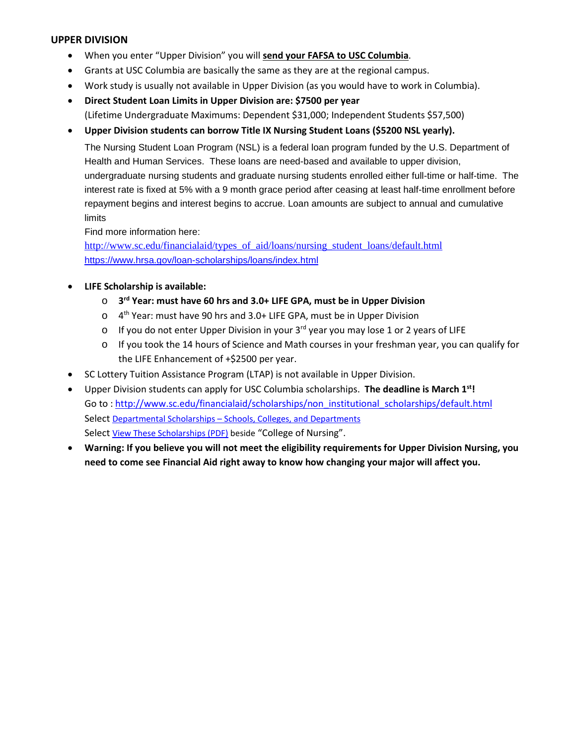## UPPER DIVISION

- When you enter "Upper Division" you will **send your FAFSA to USC Columbia**.
- Grants at USC Columbia are basically the same as they are at the regional campus.
- Work study is usually not available in Upper Division (as you would have to work in Columbia).
- **Direct Student Loan Limits in Upper Division are: $7500 per year**
  (Lifetime Undergraduate Maximums: Dependent $31,000; Independent Students $57,500)
- **Upper Division students can borrow Title IX Nursing Student Loans ($5200 NSL yearly).**

  The Nursing Student Loan Program (NSL) is a federal loan program funded by the U.S. Department of Health and Human Services. These loans are need-based and available to upper division, undergraduate nursing students and graduate nursing students enrolled either full-time or half-time. The interest rate is fixed at 5% with a 9 month grace period after ceasing at least half-time enrollment before repayment begins and interest begins to accrue. Loan amounts are subject to annual and cumulative limits

  Find more information here:
  http://www.sc.edu/financialaid/types_of_aid/loans/nursing_student_loans/default.html
  https://www.hrsa.gov/loan-scholarships/loans/index.html

- **LIFE Scholarship is available:**
  - **3rd Year: must have 60 hrs and 3.0+ LIFE GPA, must be in Upper Division**
  - 4th Year: must have 90 hrs and 3.0+ LIFE GPA, must be in Upper Division
  - If you do not enter Upper Division in your 3rd year you may lose 1 or 2 years of LIFE
  - If you took the 14 hours of Science and Math courses in your freshman year, you can qualify for the LIFE Enhancement of +$2500 per year.
- SC Lottery Tuition Assistance Program (LTAP) is not available in Upper Division.
- Upper Division students can apply for USC Columbia scholarships. **The deadline is March 1st!**
  Go to : http://www.sc.edu/financialaid/scholarships/non_institutional_scholarships/default.html
  Select Departmental Scholarships – Schools, Colleges, and Departments
  Select View These Scholarships (PDF) beside "College of Nursing".
- **Warning: If you believe you will not meet the eligibility requirements for Upper Division Nursing, you need to come see Financial Aid right away to know how changing your major will affect you.**